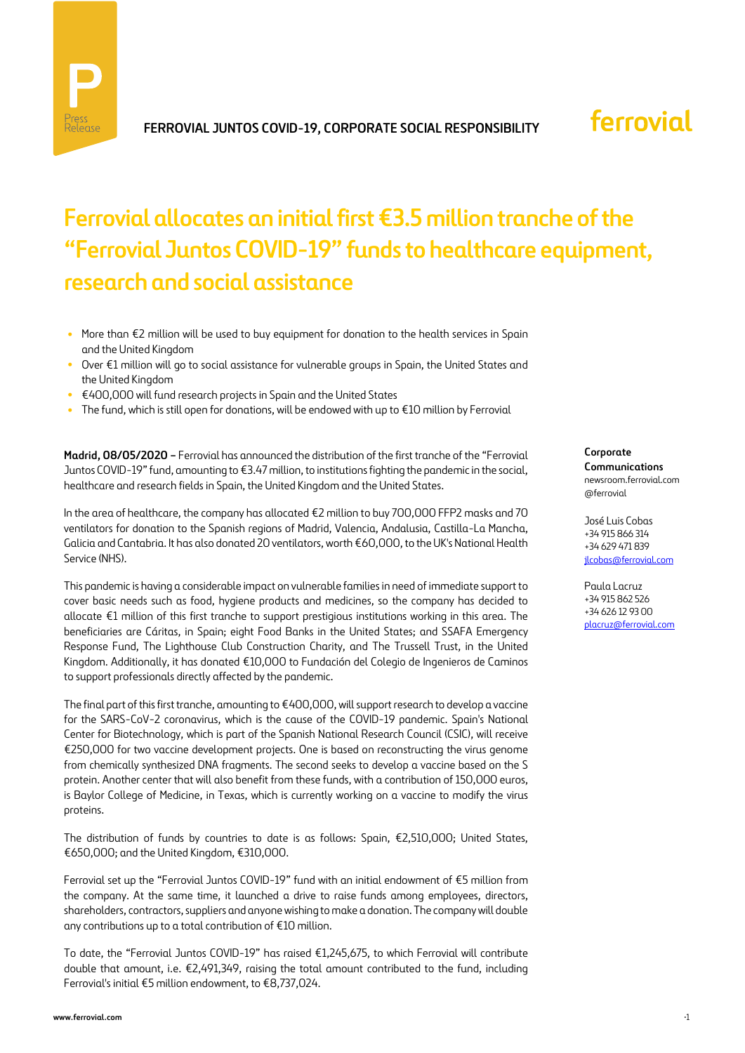FERROVIAL JUNTOS COVID-19, CORPORATE SOCIAL RESPONSIBILITY

# Ferrovial allocates an initial first €3.5 million tranche of the "Ferrovial Juntos COVID-19" funds to healthcare equipment, research and social assistance

- More than €2 million will be used to buy equipment for donation to the health services in Spain and the United Kingdom
- Over €1 million will go to social assistance for vulnerable groups in Spain, the United States and the United Kingdom
- €400,000 will fund research projects in Spain and the United States
- The fund, which is still open for donations, will be endowed with up to €10 million by Ferrovial

**Madrid, 08/05/2020 –** Ferrovial has announced the distribution of the first tranche of the "Ferrovial Juntos COVID-19" fund, amounting to €3.47 million, to institutions fighting the pandemic in the social, healthcare and research fields in Spain, the United Kingdom and the United States.

In the area of healthcare, the company has allocated €2 million to buy 700,000 FFP2 masks and 70 ventilators for donation to the Spanish regions of Madrid, Valencia, Andalusia, Castilla-La Mancha, Galicia and Cantabria. It has also donated 20 ventilators, worth €60,000, to the UK's National Health Service (NHS).

This pandemic is having a considerable impact on vulnerable families in need of immediate support to cover basic needs such as food, hygiene products and medicines, so the company has decided to allocate €1 million of this first tranche to support prestigious institutions working in this area. The beneficiaries are Cáritas, in Spain; eight Food Banks in the United States; and SSAFA Emergency Response Fund, The Lighthouse Club Construction Charity, and The Trussell Trust, in the United Kingdom. Additionally, it has donated €10,000 to Fundación del Colegio de Ingenieros de Caminos to support professionals directly affected by the pandemic.

The final part of this first tranche, amounting to €400,000, will support research to develop a vaccine for the SARS-CoV-2 coronavirus, which is the cause of the COVID-19 pandemic. Spain's National Center for Biotechnology, which is part of the Spanish National Research Council (CSIC), will receive €250,000 for two vaccine development projects. One is based on reconstructing the virus genome from chemically synthesized DNA fragments. The second seeks to develop a vaccine based on the S protein. Another center that will also benefit from these funds, with a contribution of 150,000 euros, is Baylor College of Medicine, in Texas, which is currently working on a vaccine to modify the virus proteins.

The distribution of funds by countries to date is as follows: Spain, €2,510,000; United States, €650,000; and the United Kingdom, €310,000.

Ferrovial set up the "Ferrovial Juntos COVID-19" fund with an initial endowment of €5 million from the company. At the same time, it launched a drive to raise funds among employees, directors, shareholders, contractors, suppliers and anyone wishing to make a donation. The company will double any contributions up to a total contribution of €10 million.

To date, the "Ferrovial Juntos COVID-19" has raised €1,245,675, to which Ferrovial will contribute double that amount, i.e. €2,491,349, raising the total amount contributed to the fund, including Ferrovial's initial €5 million endowment, to €8,737,024.

**Corporate Communications**
newsroom.ferrovial.com
@ferrovial

José Luis Cobas
+34 915 866 314
+34 629 471 839
jlcobas@ferrovial.com

Paula Lacruz
+34 915 862 526
+34 626 12 93 00
placruz@ferrovial.com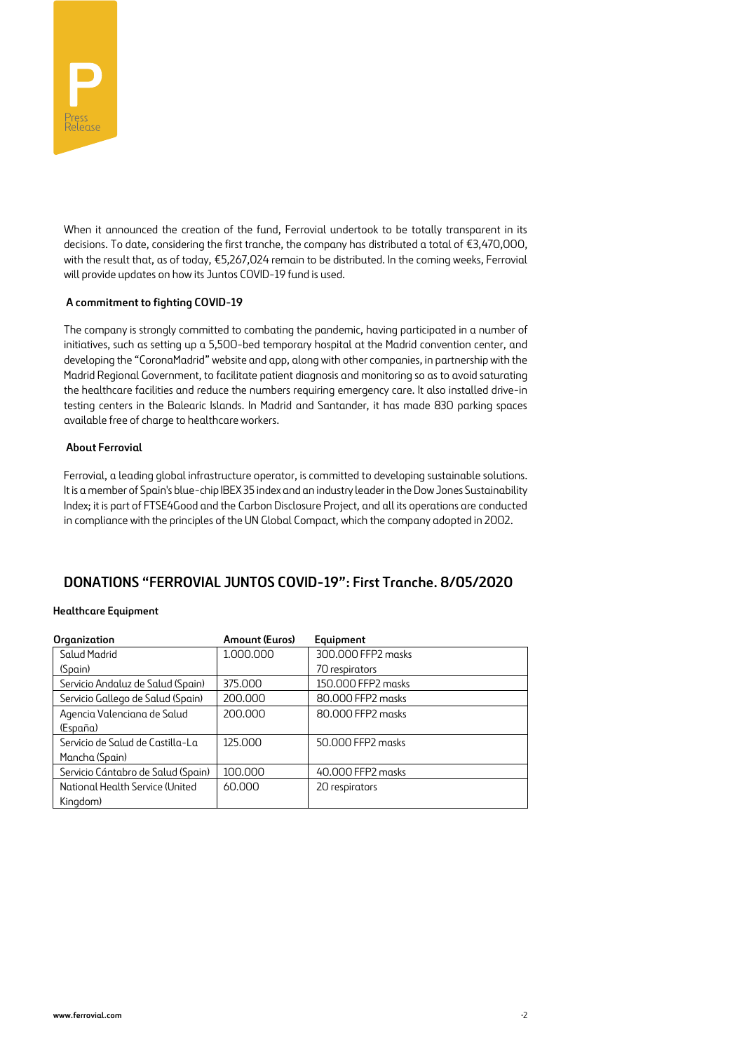When it announced the creation of the fund, Ferrovial undertook to be totally transparent in its decisions. To date, considering the first tranche, the company has distributed a total of €3,470,000, with the result that, as of today, €5,267,024 remain to be distributed. In the coming weeks, Ferrovial will provide updates on how its Juntos COVID-19 fund is used.

### A commitment to fighting COVID-19

The company is strongly committed to combating the pandemic, having participated in a number of initiatives, such as setting up a 5,500-bed temporary hospital at the Madrid convention center, and developing the "CoronaMadrid" website and app, along with other companies, in partnership with the Madrid Regional Government, to facilitate patient diagnosis and monitoring so as to avoid saturating the healthcare facilities and reduce the numbers requiring emergency care. It also installed drive-in testing centers in the Balearic Islands. In Madrid and Santander, it has made 830 parking spaces available free of charge to healthcare workers.

### About Ferrovial

Ferrovial, a leading global infrastructure operator, is committed to developing sustainable solutions. It is a member of Spain's blue-chip IBEX 35 index and an industry leader in the Dow Jones Sustainability Index; it is part of FTSE4Good and the Carbon Disclosure Project, and all its operations are conducted in compliance with the principles of the UN Global Compact, which the company adopted in 2002.

## DONATIONS "FERROVIAL JUNTOS COVID-19": First Tranche. 8/05/2020

**Healthcare Equipment**

| Organization | Amount (Euros) | Equipment |
|---|---|---|
| Salud Madrid (Spain) | 1.000.000 | 300.000 FFP2 masks<br>70 respirators |
| Servicio Andaluz de Salud (Spain) | 375.000 | 150.000 FFP2 masks |
| Servicio Gallego de Salud (Spain) | 200.000 | 80.000 FFP2 masks |
| Agencia Valenciana de Salud (España) | 200.000 | 80.000 FFP2 masks |
| Servicio de Salud de Castilla-La Mancha (Spain) | 125.000 | 50.000 FFP2 masks |
| Servicio Cántabro de Salud (Spain) | 100.000 | 40.000 FFP2 masks |
| National Health Service (United Kingdom) | 60.000 | 20 respirators |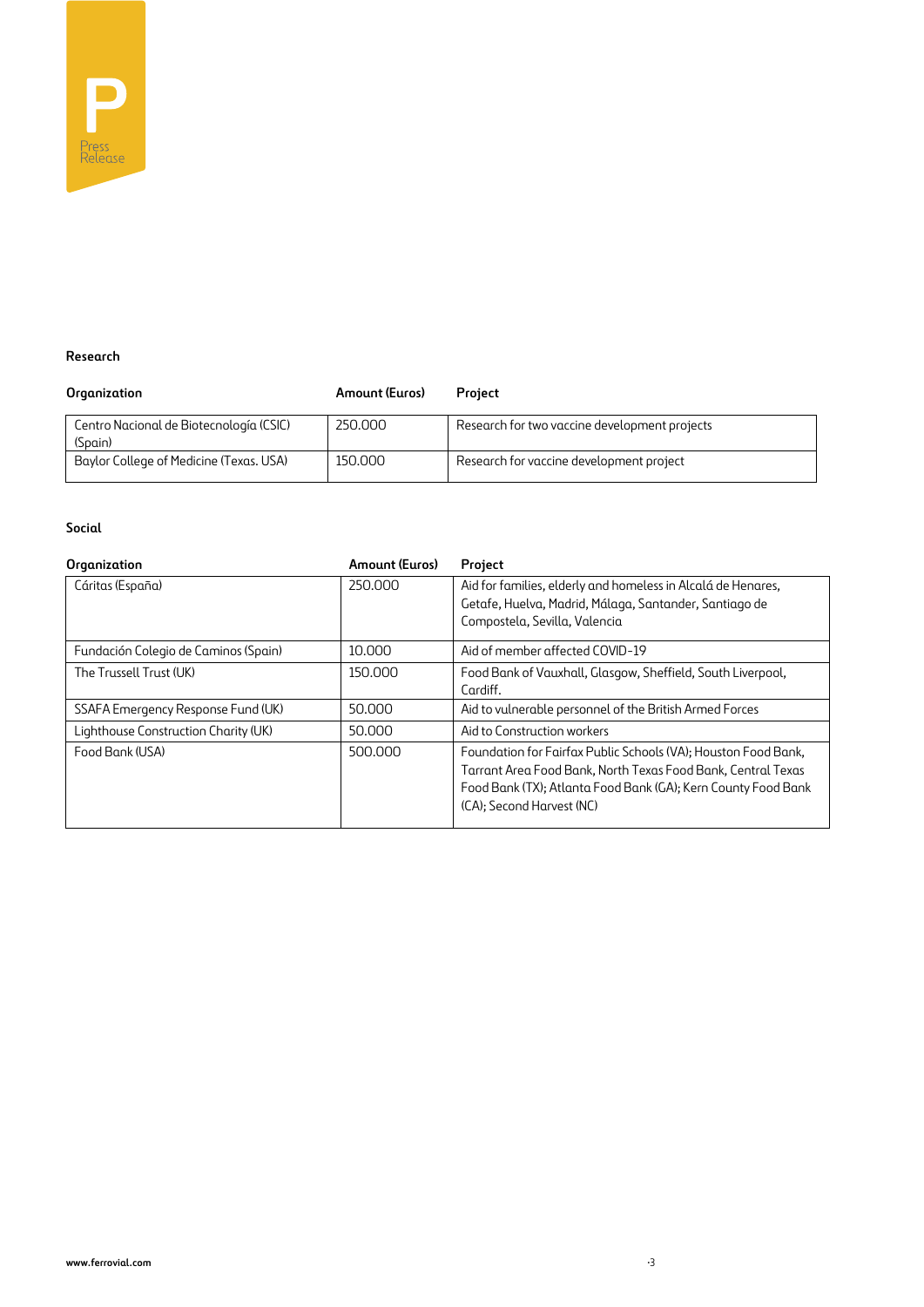## Research

| Organization | Amount (Euros) | Project |
|---|---|---|
| Centro Nacional de Biotecnología (CSIC) (Spain) | 250.000 | Research for two vaccine development projects |
| Baylor College of Medicine (Texas. USA) | 150.000 | Research for vaccine development project |

## Social

| Organization | Amount (Euros) | Project |
|---|---|---|
| Cáritas (España) | 250.000 | Aid for families, elderly and homeless in Alcalá de Henares, Getafe, Huelva, Madrid, Málaga, Santander, Santiago de Compostela, Sevilla, Valencia |
| Fundación Colegio de Caminos (Spain) | 10.000 | Aid of member affected COVID-19 |
| The Trussell Trust (UK) | 150.000 | Food Bank of Vauxhall, Glasgow, Sheffield, South Liverpool, Cardiff. |
| SSAFA Emergency Response Fund (UK) | 50.000 | Aid to vulnerable personnel of the British Armed Forces |
| Lighthouse Construction Charity (UK) | 50.000 | Aid to Construction workers |
| Food Bank (USA) | 500.000 | Foundation for Fairfax Public Schools (VA); Houston Food Bank, Tarrant Area Food Bank, North Texas Food Bank, Central Texas Food Bank (TX); Atlanta Food Bank (GA); Kern County Food Bank (CA); Second Harvest (NC) |